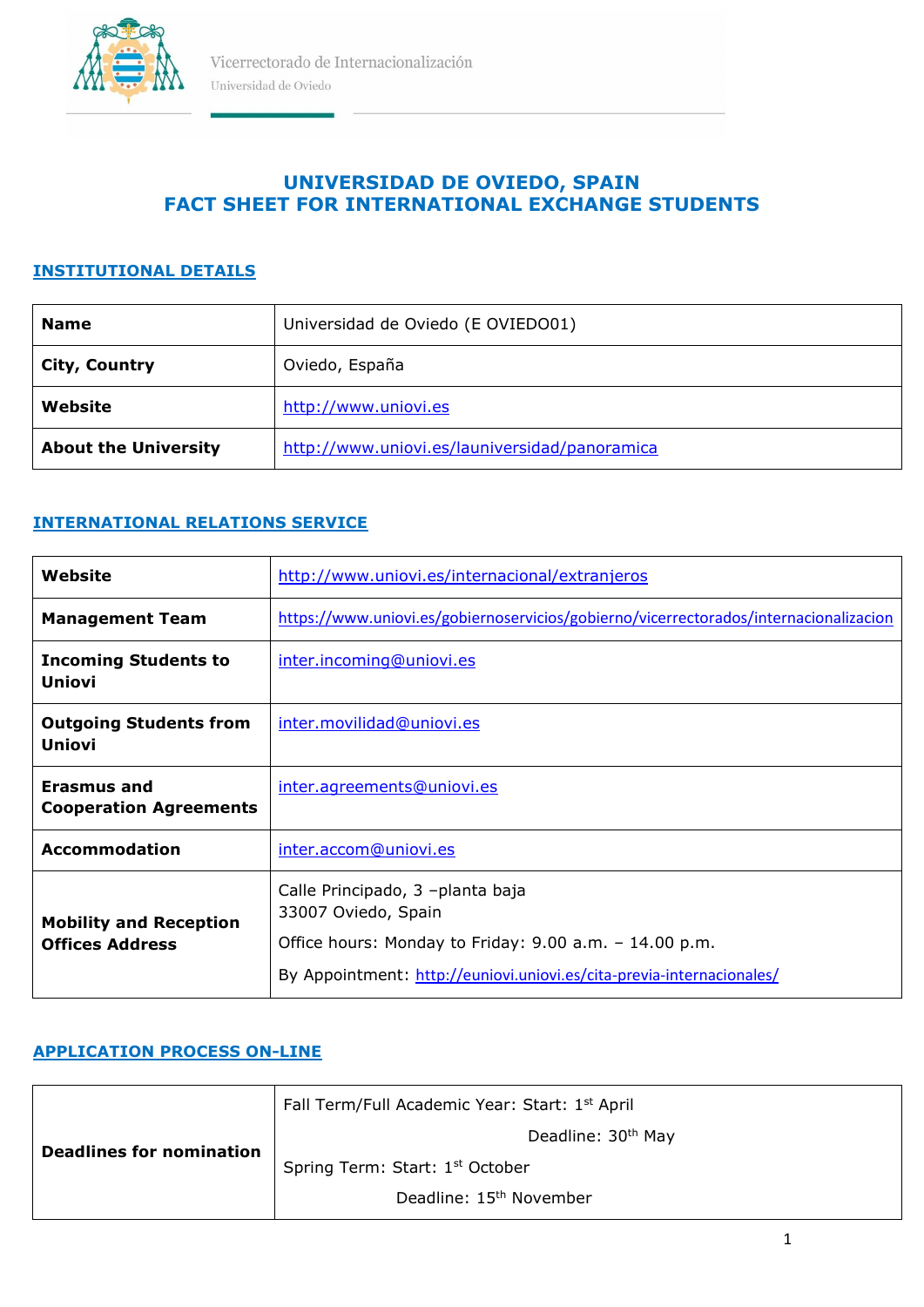Vicerrectorado de Internacionalización
Universidad de Oviedo

# UNIVERSIDAD DE OVIEDO, SPAIN
# FACT SHEET FOR INTERNATIONAL EXCHANGE STUDENTS

## INSTITUTIONAL DETAILS

| | |
|---|---|
| **Name** | Universidad de Oviedo (E OVIEDO01) |
| **City, Country** | Oviedo, España |
| **Website** | http://www.uniovi.es |
| **About the University** | http://www.uniovi.es/launiversidad/panoramica |

## INTERNATIONAL RELATIONS SERVICE

| | |
|---|---|
| **Website** | http://www.uniovi.es/internacional/extranjeros |
| **Management Team** | https://www.uniovi.es/gobiernoservicios/gobierno/vicerrectorados/internacionalizacion |
| **Incoming Students to Uniovi** | inter.incoming@uniovi.es |
| **Outgoing Students from Uniovi** | inter.movilidad@uniovi.es |
| **Erasmus and Cooperation Agreements** | inter.agreements@uniovi.es |
| **Accommodation** | inter.accom@uniovi.es |
| **Mobility and Reception Offices Address** | Calle Principado, 3 –planta baja<br>33007 Oviedo, Spain<br>Office hours: Monday to Friday: 9.00 a.m. – 14.00 p.m.<br>By Appointment: http://euniovi.uniovi.es/cita-previa-internacionales/ |

## APPLICATION PROCESS ON-LINE

| | |
|---|---|
| **Deadlines for nomination** | Fall Term/Full Academic Year: Start: 1st April<br>Deadline: 30th May<br>Spring Term: Start: 1st October<br>Deadline: 15th November |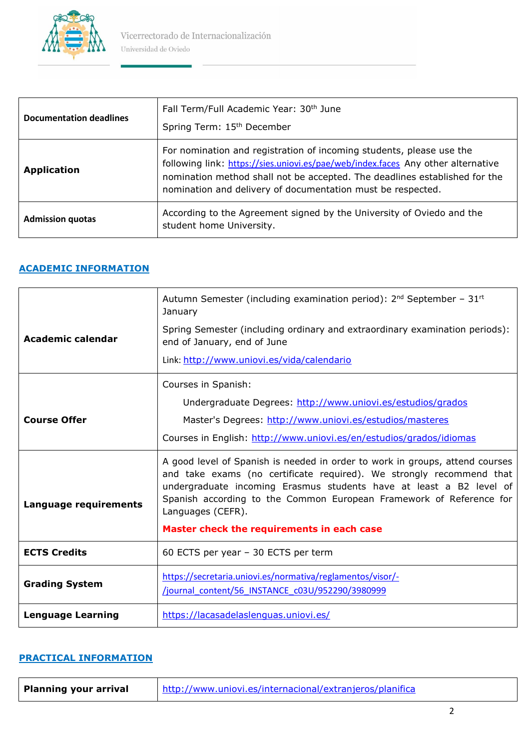| Documentation deadlines | Fall Term/Full Academic Year: 30th June<br>Spring Term: 15th December |
|---|---|
| **Application** | For nomination and registration of incoming students, please use the following link: https://sies.uniovi.es/pae/web/index.faces Any other alternative nomination method shall not be accepted. The deadlines established for the nomination and delivery of documentation must be respected. |
| **Admission quotas** | According to the Agreement signed by the University of Oviedo and the student home University. |

## ACADEMIC INFORMATION

| Academic calendar | Autumn Semester (including examination period): 2nd September – 31rt January<br>Spring Semester (including ordinary and extraordinary examination periods): end of January, end of June<br>Link: http://www.uniovi.es/vida/calendario |
|---|---|
| **Course Offer** | Courses in Spanish:<br>Undergraduate Degrees: http://www.uniovi.es/estudios/grados<br>Master's Degrees: http://www.uniovi.es/estudios/masteres<br>Courses in English: http://www.uniovi.es/en/estudios/grados/idiomas |
| **Language requirements** | A good level of Spanish is needed in order to work in groups, attend courses and take exams (no certificate required). We strongly recommend that undergraduate incoming Erasmus students have at least a B2 level of Spanish according to the Common European Framework of Reference for Languages (CEFR).<br>**Master check the requirements in each case** |
| **ECTS Credits** | 60 ECTS per year – 30 ECTS per term |
| **Grading System** | https://secretaria.uniovi.es/normativa/reglamentos/visor/-/journal_content/56_INSTANCE_c03U/952290/3980999 |
| **Lenguage Learning** | https://lacasadelaslenguas.uniovi.es/ |

## PRACTICAL INFORMATION

| Planning your arrival | http://www.uniovi.es/internacional/extranjeros/planifica |
|---|---|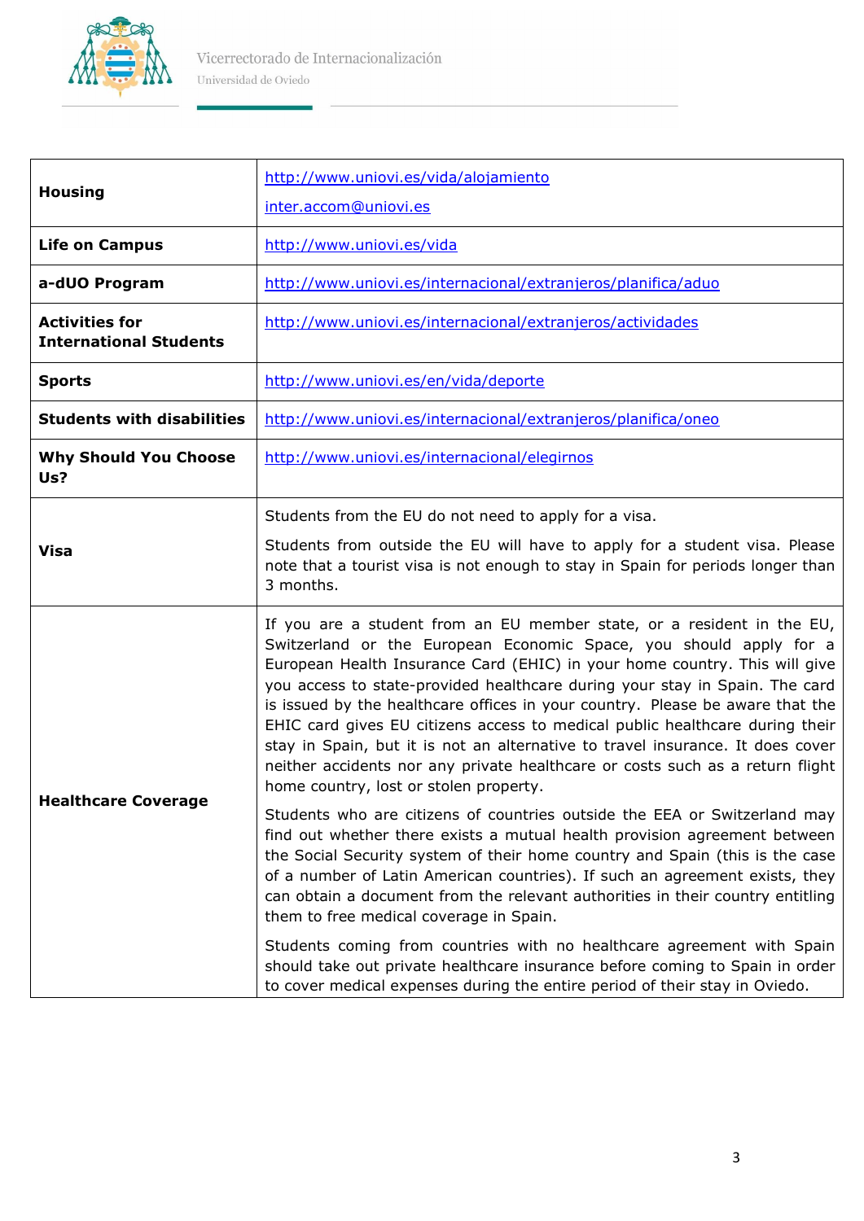| | |
|---|---|
| **Housing** | http://www.uniovi.es/vida/alojamiento<br>inter.accom@uniovi.es |
| **Life on Campus** | http://www.uniovi.es/vida |
| **a-dUO Program** | http://www.uniovi.es/internacional/extranjeros/planifica/aduo |
| **Activities for International Students** | http://www.uniovi.es/internacional/extranjeros/actividades |
| **Sports** | http://www.uniovi.es/en/vida/deporte |
| **Students with disabilities** | http://www.uniovi.es/internacional/extranjeros/planifica/oneo |
| **Why Should You Choose Us?** | http://www.uniovi.es/internacional/elegirnos |
| **Visa** | Students from the EU do not need to apply for a visa.<br>Students from outside the EU will have to apply for a student visa. Please note that a tourist visa is not enough to stay in Spain for periods longer than 3 months. |
| **Healthcare Coverage** | If you are a student from an EU member state, or a resident in the EU, Switzerland or the European Economic Space, you should apply for a European Health Insurance Card (EHIC) in your home country. This will give you access to state-provided healthcare during your stay in Spain. The card is issued by the healthcare offices in your country. Please be aware that the EHIC card gives EU citizens access to medical public healthcare during their stay in Spain, but it is not an alternative to travel insurance. It does cover neither accidents nor any private healthcare or costs such as a return flight home country, lost or stolen property.<br>Students who are citizens of countries outside the EEA or Switzerland may find out whether there exists a mutual health provision agreement between the Social Security system of their home country and Spain (this is the case of a number of Latin American countries). If such an agreement exists, they can obtain a document from the relevant authorities in their country entitling them to free medical coverage in Spain.<br>Students coming from countries with no healthcare agreement with Spain should take out private healthcare insurance before coming to Spain in order to cover medical expenses during the entire period of their stay in Oviedo. |